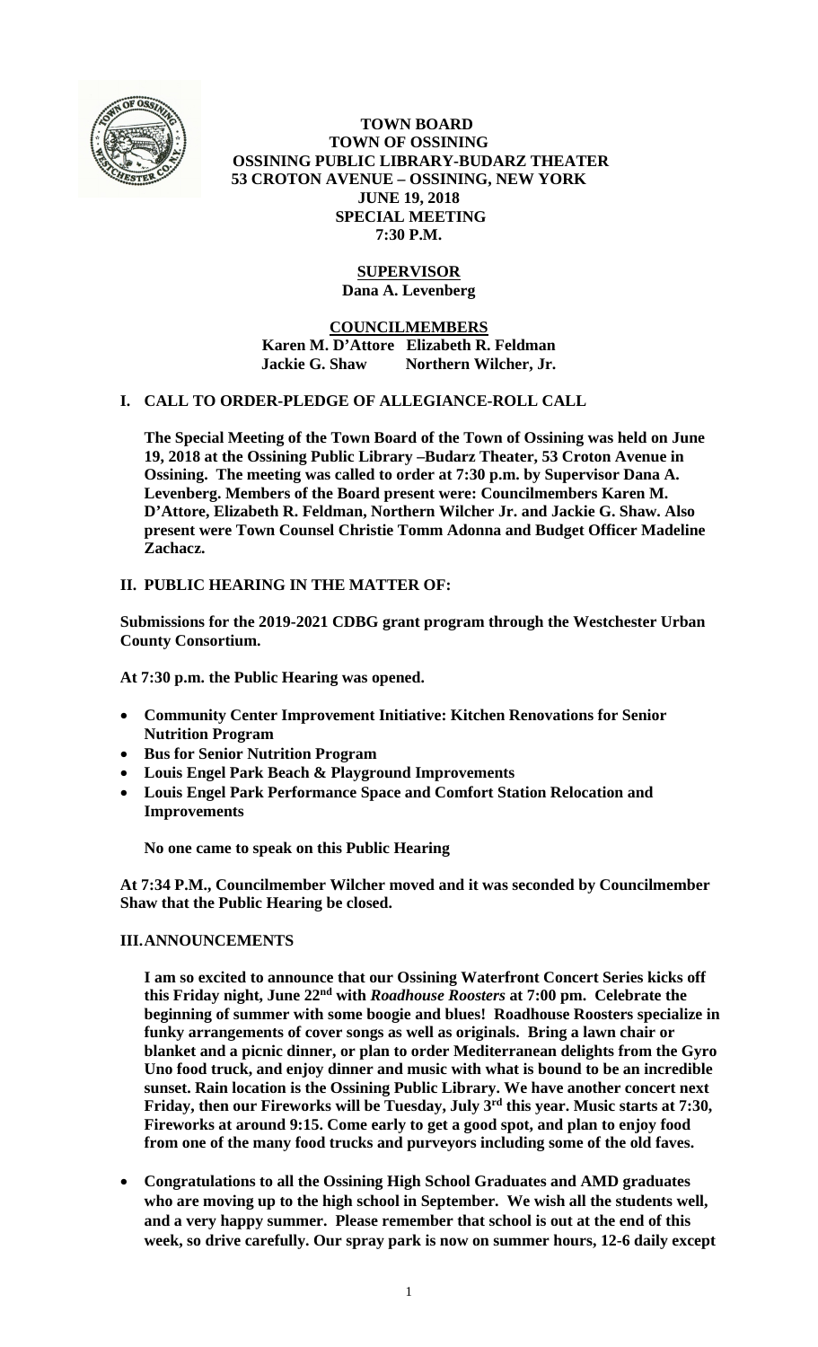# TOWN BOARD
## TOWN OF OSSINING
## OSSINING PUBLIC LIBRARY-BUDARZ THEATER
## 53 CROTON AVENUE – OSSINING, NEW YORK
## JUNE 19, 2018
## SPECIAL MEETING
## 7:30 P.M.

**SUPERVISOR**
**Dana A. Levenberg**

**COUNCILMEMBERS**
**Karen M. D'Attore Elizabeth R. Feldman**
**Jackie G. Shaw Northern Wilcher, Jr.**

## I. CALL TO ORDER-PLEDGE OF ALLEGIANCE-ROLL CALL

**The Special Meeting of the Town Board of the Town of Ossining was held on June 19, 2018 at the Ossining Public Library –Budarz Theater, 53 Croton Avenue in Ossining. The meeting was called to order at 7:30 p.m. by Supervisor Dana A. Levenberg. Members of the Board present were: Councilmembers Karen M. D'Attore, Elizabeth R. Feldman, Northern Wilcher Jr. and Jackie G. Shaw. Also present were Town Counsel Christie Tomm Adonna and Budget Officer Madeline Zachacz.**

## II. PUBLIC HEARING IN THE MATTER OF:

**Submissions for the 2019-2021 CDBG grant program through the Westchester Urban County Consortium.**

**At 7:30 p.m. the Public Hearing was opened.**

- **Community Center Improvement Initiative: Kitchen Renovations for Senior Nutrition Program**
- **Bus for Senior Nutrition Program**
- **Louis Engel Park Beach & Playground Improvements**
- **Louis Engel Park Performance Space and Comfort Station Relocation and Improvements**

**No one came to speak on this Public Hearing**

**At 7:34 P.M., Councilmember Wilcher moved and it was seconded by Councilmember Shaw that the Public Hearing be closed.**

## III. ANNOUNCEMENTS

**I am so excited to announce that our Ossining Waterfront Concert Series kicks off this Friday night, June 22nd with *Roadhouse Roosters* at 7:00 pm. Celebrate the beginning of summer with some boogie and blues! Roadhouse Roosters specialize in funky arrangements of cover songs as well as originals. Bring a lawn chair or blanket and a picnic dinner, or plan to order Mediterranean delights from the Gyro Uno food truck, and enjoy dinner and music with what is bound to be an incredible sunset. Rain location is the Ossining Public Library. We have another concert next Friday, then our Fireworks will be Tuesday, July 3rd this year. Music starts at 7:30, Fireworks at around 9:15. Come early to get a good spot, and plan to enjoy food from one of the many food trucks and purveyors including some of the old faves.**

- **Congratulations to all the Ossining High School Graduates and AMD graduates who are moving up to the high school in September. We wish all the students well, and a very happy summer. Please remember that school is out at the end of this week, so drive carefully. Our spray park is now on summer hours, 12-6 daily except**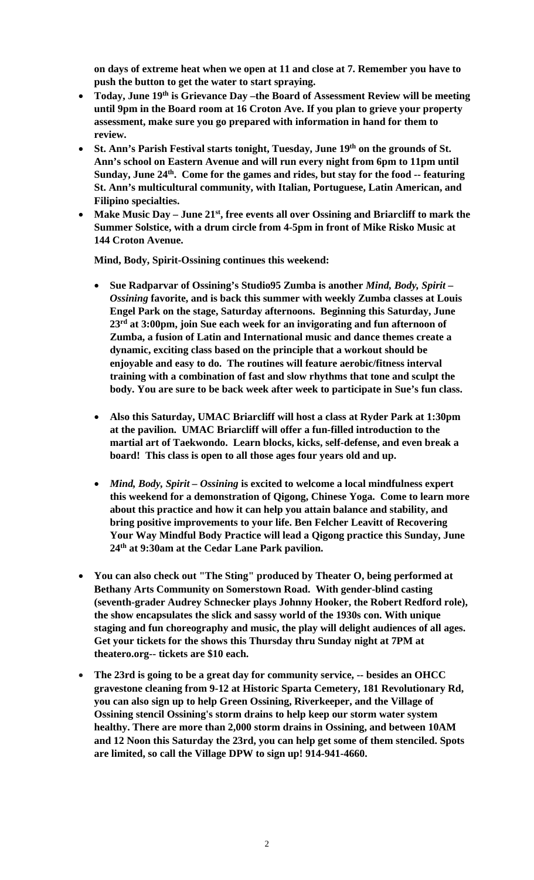**on days of extreme heat when we open at 11 and close at 7. Remember you have to push the button to get the water to start spraying.**

- **Today, June 19th is Grievance Day –the Board of Assessment Review will be meeting until 9pm in the Board room at 16 Croton Ave. If you plan to grieve your property assessment, make sure you go prepared with information in hand for them to review.**
- **St. Ann's Parish Festival starts tonight, Tuesday, June 19th on the grounds of St. Ann's school on Eastern Avenue and will run every night from 6pm to 11pm until Sunday, June 24th. Come for the games and rides, but stay for the food -- featuring St. Ann's multicultural community, with Italian, Portuguese, Latin American, and Filipino specialties.**
- **Make Music Day – June 21st, free events all over Ossining and Briarcliff to mark the Summer Solstice, with a drum circle from 4-5pm in front of Mike Risko Music at 144 Croton Avenue.**

  **Mind, Body, Spirit-Ossining continues this weekend:**

  - **Sue Radparvar of Ossining's Studio95 Zumba is another *Mind, Body, Spirit – Ossining* favorite, and is back this summer with weekly Zumba classes at Louis Engel Park on the stage, Saturday afternoons. Beginning this Saturday, June 23rd at 3:00pm, join Sue each week for an invigorating and fun afternoon of Zumba, a fusion of Latin and International music and dance themes create a dynamic, exciting class based on the principle that a workout should be enjoyable and easy to do. The routines will feature aerobic/fitness interval training with a combination of fast and slow rhythms that tone and sculpt the body. You are sure to be back week after week to participate in Sue's fun class.**

  - **Also this Saturday, UMAC Briarcliff will host a class at Ryder Park at 1:30pm at the pavilion. UMAC Briarcliff will offer a fun-filled introduction to the martial art of Taekwondo. Learn blocks, kicks, self-defense, and even break a board! This class is open to all those ages four years old and up.**

  - ***Mind, Body, Spirit – Ossining* is excited to welcome a local mindfulness expert this weekend for a demonstration of Qigong, Chinese Yoga. Come to learn more about this practice and how it can help you attain balance and stability, and bring positive improvements to your life. Ben Felcher Leavitt of Recovering Your Way Mindful Body Practice will lead a Qigong practice this Sunday, June 24th at 9:30am at the Cedar Lane Park pavilion.**

- **You can also check out "The Sting" produced by Theater O, being performed at Bethany Arts Community on Somerstown Road. With gender-blind casting (seventh-grader Audrey Schnecker plays Johnny Hooker, the Robert Redford role), the show encapsulates the slick and sassy world of the 1930s con. With unique staging and fun choreography and music, the play will delight audiences of all ages. Get your tickets for the shows this Thursday thru Sunday night at 7PM at theatero.org-- tickets are $10 each.**

- **The 23rd is going to be a great day for community service, -- besides an OHCC gravestone cleaning from 9-12 at Historic Sparta Cemetery, 181 Revolutionary Rd, you can also sign up to help Green Ossining, Riverkeeper, and the Village of Ossining stencil Ossining's storm drains to help keep our storm water system healthy. There are more than 2,000 storm drains in Ossining, and between 10AM and 12 Noon this Saturday the 23rd, you can help get some of them stenciled. Spots are limited, so call the Village DPW to sign up! 914-941-4660.**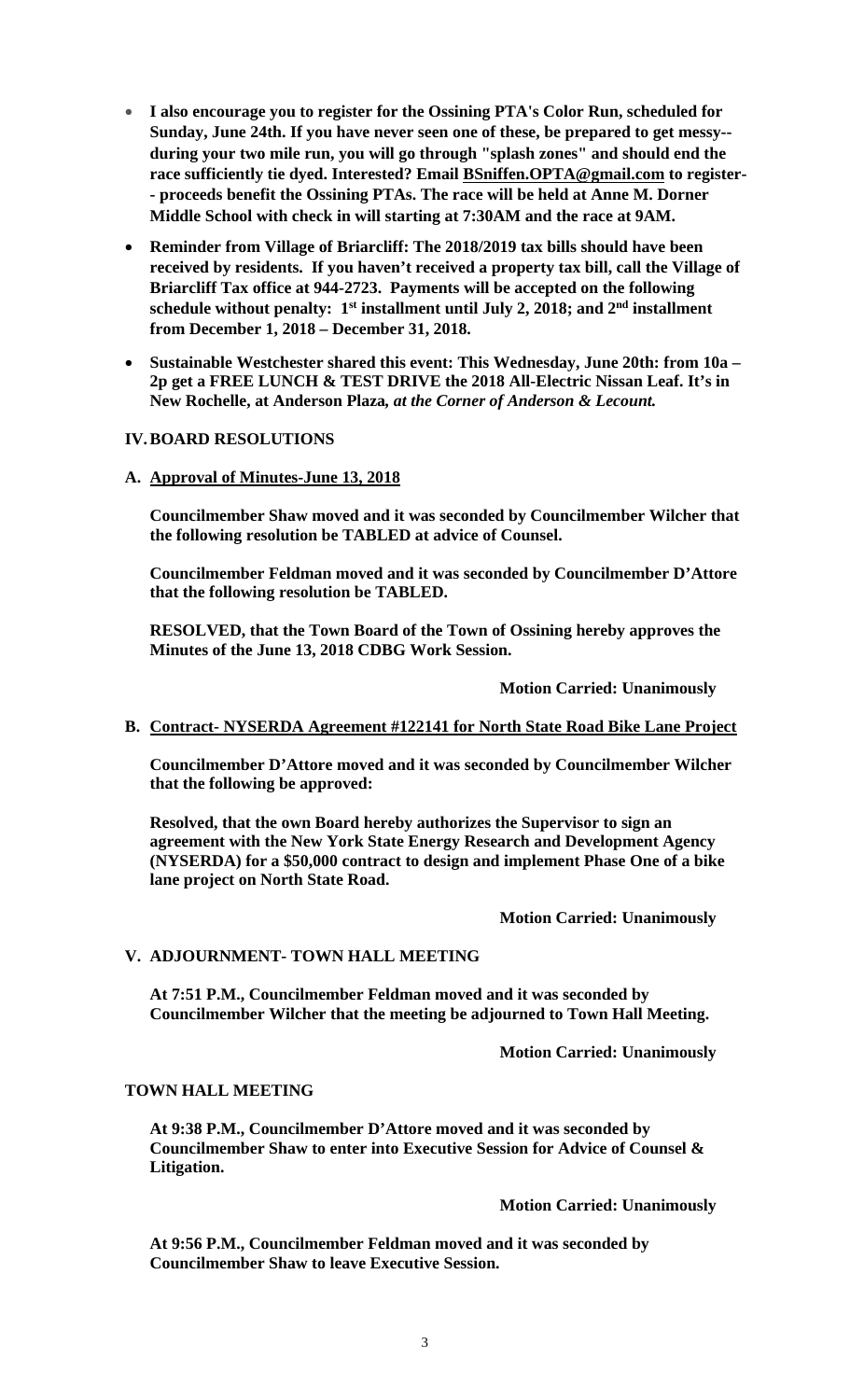- **I also encourage you to register for the Ossining PTA's Color Run, scheduled for Sunday, June 24th. If you have never seen one of these, be prepared to get messy--during your two mile run, you will go through "splash zones" and should end the race sufficiently tie dyed. Interested? Email BSniffen.OPTA@gmail.com to register-- proceeds benefit the Ossining PTAs. The race will be held at Anne M. Dorner Middle School with check in will starting at 7:30AM and the race at 9AM.**

- **Reminder from Village of Briarcliff: The 2018/2019 tax bills should have been received by residents. If you haven't received a property tax bill, call the Village of Briarcliff Tax office at 944-2723. Payments will be accepted on the following schedule without penalty: 1st installment until July 2, 2018; and 2nd installment from December 1, 2018 – December 31, 2018.**

- **Sustainable Westchester shared this event: This Wednesday, June 20th: from 10a – 2p get a FREE LUNCH & TEST DRIVE the 2018 All-Electric Nissan Leaf. It's in New Rochelle, at Anderson Plaza, *at the Corner of Anderson & Lecount.***

## IV. BOARD RESOLUTIONS

**A. Approval of Minutes-June 13, 2018**

**Councilmember Shaw moved and it was seconded by Councilmember Wilcher that the following resolution be TABLED at advice of Counsel.**

**Councilmember Feldman moved and it was seconded by Councilmember D'Attore that the following resolution be TABLED.**

**RESOLVED, that the Town Board of the Town of Ossining hereby approves the Minutes of the June 13, 2018 CDBG Work Session.**

**Motion Carried: Unanimously**

**B. Contract- NYSERDA Agreement #122141 for North State Road Bike Lane Project**

**Councilmember D'Attore moved and it was seconded by Councilmember Wilcher that the following be approved:**

**Resolved, that the own Board hereby authorizes the Supervisor to sign an agreement with the New York State Energy Research and Development Agency (NYSERDA) for a $50,000 contract to design and implement Phase One of a bike lane project on North State Road.**

**Motion Carried: Unanimously**

## V. ADJOURNMENT- TOWN HALL MEETING

**At 7:51 P.M., Councilmember Feldman moved and it was seconded by Councilmember Wilcher that the meeting be adjourned to Town Hall Meeting.**

**Motion Carried: Unanimously**

**TOWN HALL MEETING**

**At 9:38 P.M., Councilmember D'Attore moved and it was seconded by Councilmember Shaw to enter into Executive Session for Advice of Counsel & Litigation.**

**Motion Carried: Unanimously**

**At 9:56 P.M., Councilmember Feldman moved and it was seconded by Councilmember Shaw to leave Executive Session.**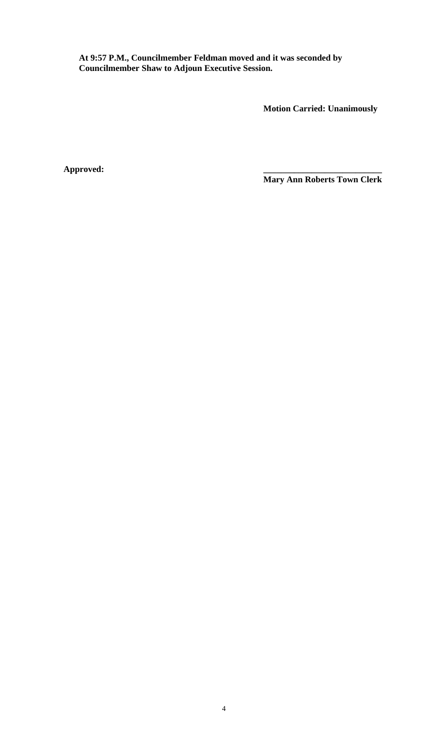**At 9:57 P.M., Councilmember Feldman moved and it was seconded by Councilmember Shaw to Adjoun Executive Session.**

**Motion Carried: Unanimously**

**Approved:**

**___________________________**
**Mary Ann Roberts Town Clerk**